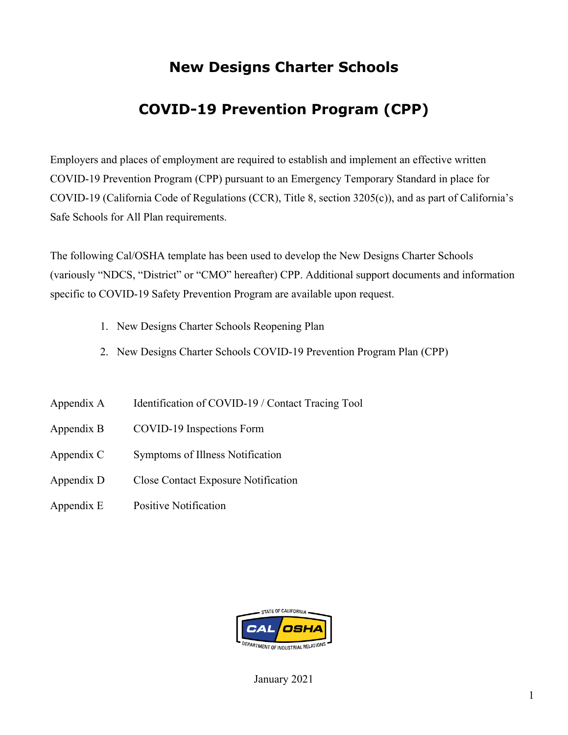# New Designs Charter Schools

# COVID-19 Prevention Program (CPP)

Employers and places of employment are required to establish and implement an effective written COVID-19 Prevention Program (CPP) pursuant to an Emergency Temporary Standard in place for COVID-19 (California Code of Regulations (CCR), Title 8, section 3205(c)), and as part of California's Safe Schools for All Plan requirements.

The following Cal/OSHA template has been used to develop the New Designs Charter Schools (variously "NDCS, "District" or "CMO" hereafter) CPP. Additional support documents and information specific to COVID-19 Safety Prevention Program are available upon request.

1. New Designs Charter Schools Reopening Plan
2. New Designs Charter Schools COVID-19 Prevention Program Plan (CPP)

| | |
|---|---|
| Appendix A | Identification of COVID-19 / Contact Tracing Tool |
| Appendix B | COVID-19 Inspections Form |
| Appendix C | Symptoms of Illness Notification |
| Appendix D | Close Contact Exposure Notification |
| Appendix E | Positive Notification |

STATE OF CALIFORNIA CAL OSHA DEPARTMENT OF INDUSTRIAL RELATIONS

January 2021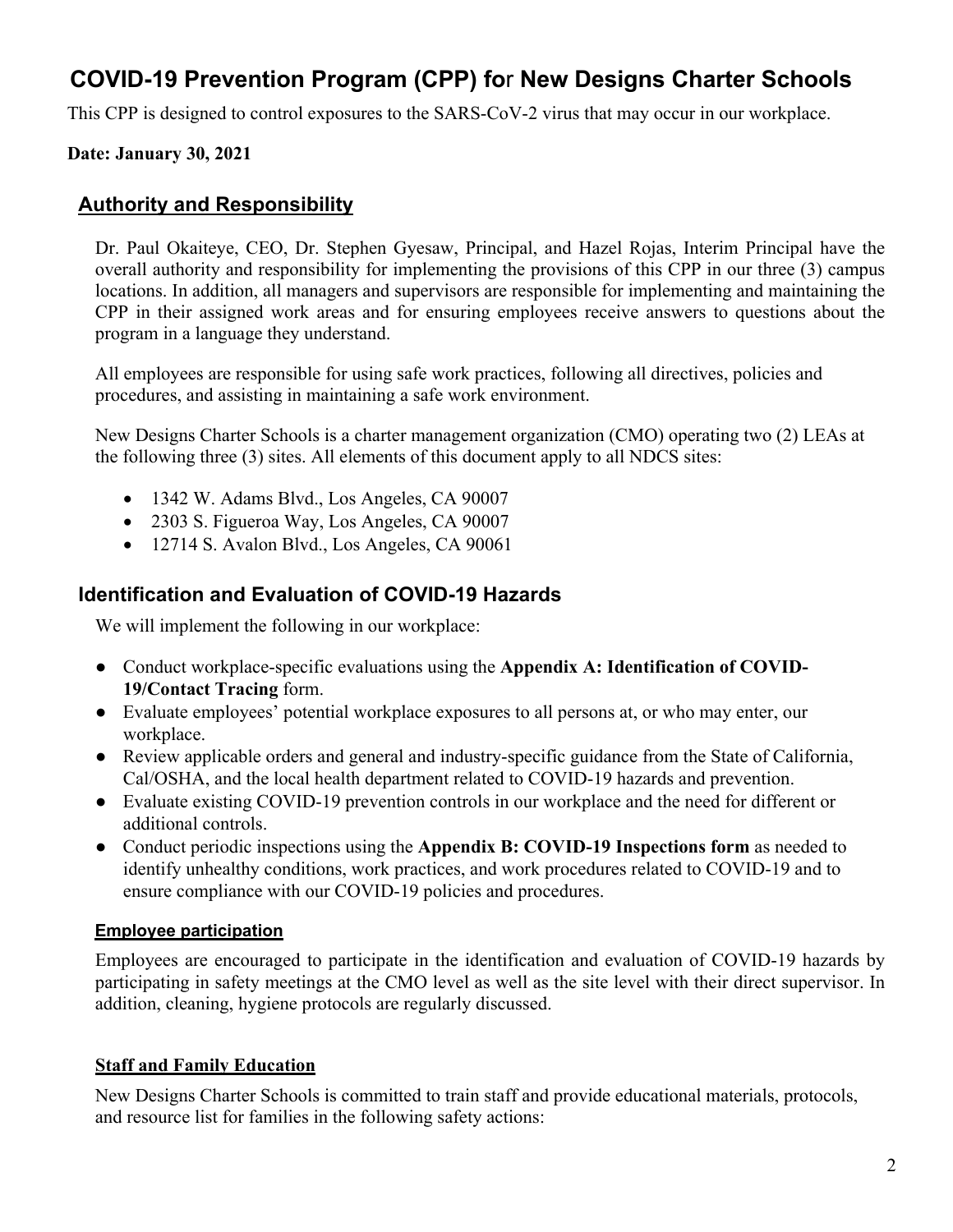# COVID-19 Prevention Program (CPP) for New Designs Charter Schools

This CPP is designed to control exposures to the SARS-CoV-2 virus that may occur in our workplace.

**Date: January 30, 2021**

## Authority and Responsibility

Dr. Paul Okaiteye, CEO, Dr. Stephen Gyesaw, Principal, and Hazel Rojas, Interim Principal have the overall authority and responsibility for implementing the provisions of this CPP in our three (3) campus locations. In addition, all managers and supervisors are responsible for implementing and maintaining the CPP in their assigned work areas and for ensuring employees receive answers to questions about the program in a language they understand.

All employees are responsible for using safe work practices, following all directives, policies and procedures, and assisting in maintaining a safe work environment.

New Designs Charter Schools is a charter management organization (CMO) operating two (2) LEAs at the following three (3) sites. All elements of this document apply to all NDCS sites:

- 1342 W. Adams Blvd., Los Angeles, CA 90007
- 2303 S. Figueroa Way, Los Angeles, CA 90007
- 12714 S. Avalon Blvd., Los Angeles, CA 90061

## Identification and Evaluation of COVID-19 Hazards

We will implement the following in our workplace:

- Conduct workplace-specific evaluations using the **Appendix A: Identification of COVID-19/Contact Tracing** form.
- Evaluate employees' potential workplace exposures to all persons at, or who may enter, our workplace.
- Review applicable orders and general and industry-specific guidance from the State of California, Cal/OSHA, and the local health department related to COVID-19 hazards and prevention.
- Evaluate existing COVID-19 prevention controls in our workplace and the need for different or additional controls.
- Conduct periodic inspections using the **Appendix B: COVID-19 Inspections form** as needed to identify unhealthy conditions, work practices, and work procedures related to COVID-19 and to ensure compliance with our COVID-19 policies and procedures.

### Employee participation

Employees are encouraged to participate in the identification and evaluation of COVID-19 hazards by participating in safety meetings at the CMO level as well as the site level with their direct supervisor. In addition, cleaning, hygiene protocols are regularly discussed.

### Staff and Family Education

New Designs Charter Schools is committed to train staff and provide educational materials, protocols, and resource list for families in the following safety actions: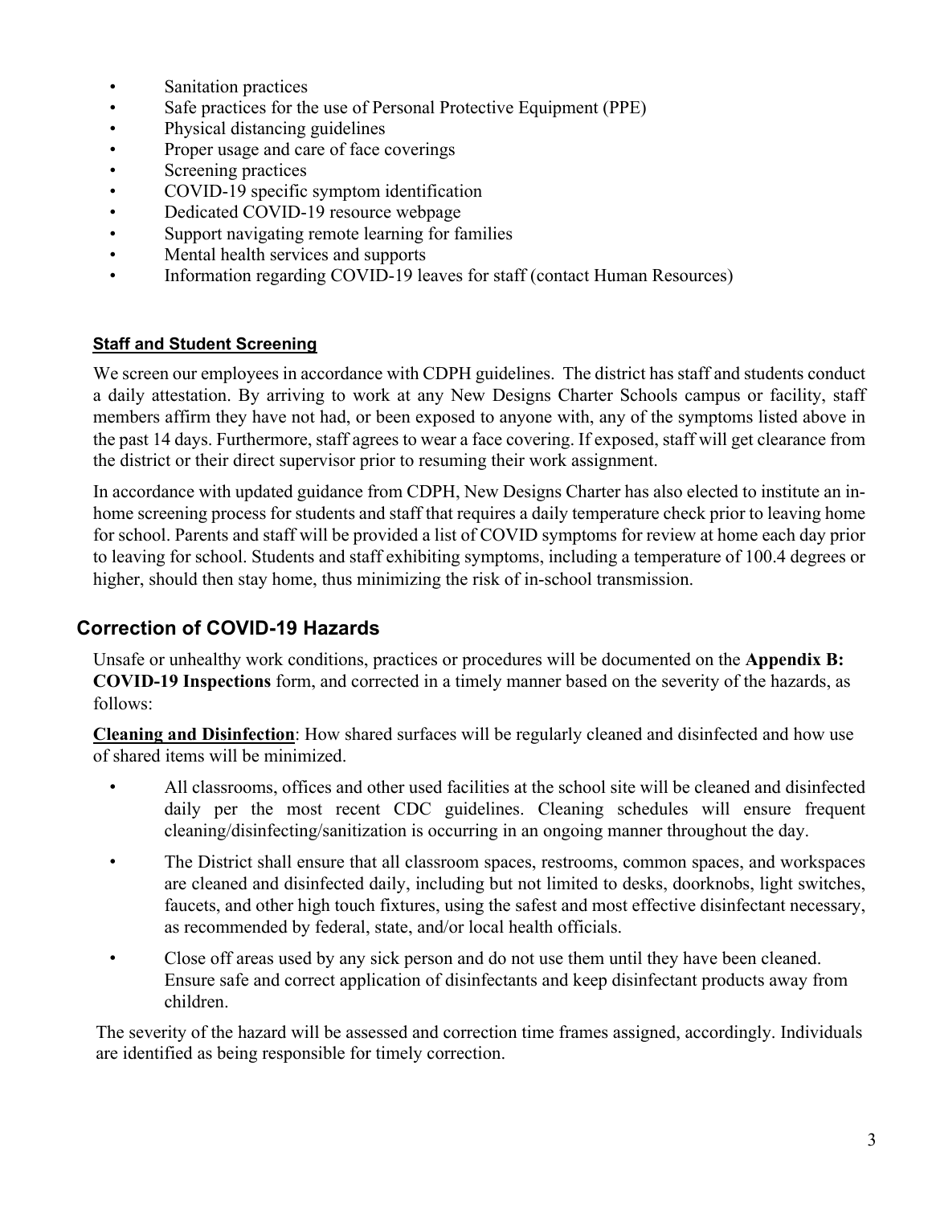- Sanitation practices
- Safe practices for the use of Personal Protective Equipment (PPE)
- Physical distancing guidelines
- Proper usage and care of face coverings
- Screening practices
- COVID-19 specific symptom identification
- Dedicated COVID-19 resource webpage
- Support navigating remote learning for families
- Mental health services and supports
- Information regarding COVID-19 leaves for staff (contact Human Resources)

#### Staff and Student Screening

We screen our employees in accordance with CDPH guidelines. The district has staff and students conduct a daily attestation. By arriving to work at any New Designs Charter Schools campus or facility, staff members affirm they have not had, or been exposed to anyone with, any of the symptoms listed above in the past 14 days. Furthermore, staff agrees to wear a face covering. If exposed, staff will get clearance from the district or their direct supervisor prior to resuming their work assignment.

In accordance with updated guidance from CDPH, New Designs Charter has also elected to institute an in-home screening process for students and staff that requires a daily temperature check prior to leaving home for school. Parents and staff will be provided a list of COVID symptoms for review at home each day prior to leaving for school. Students and staff exhibiting symptoms, including a temperature of 100.4 degrees or higher, should then stay home, thus minimizing the risk of in-school transmission.

## Correction of COVID-19 Hazards

Unsafe or unhealthy work conditions, practices or procedures will be documented on the **Appendix B: COVID-19 Inspections** form, and corrected in a timely manner based on the severity of the hazards, as follows:

**Cleaning and Disinfection**: How shared surfaces will be regularly cleaned and disinfected and how use of shared items will be minimized.

- All classrooms, offices and other used facilities at the school site will be cleaned and disinfected daily per the most recent CDC guidelines. Cleaning schedules will ensure frequent cleaning/disinfecting/sanitization is occurring in an ongoing manner throughout the day.
- The District shall ensure that all classroom spaces, restrooms, common spaces, and workspaces are cleaned and disinfected daily, including but not limited to desks, doorknobs, light switches, faucets, and other high touch fixtures, using the safest and most effective disinfectant necessary, as recommended by federal, state, and/or local health officials.
- Close off areas used by any sick person and do not use them until they have been cleaned. Ensure safe and correct application of disinfectants and keep disinfectant products away from children.

The severity of the hazard will be assessed and correction time frames assigned, accordingly. Individuals are identified as being responsible for timely correction.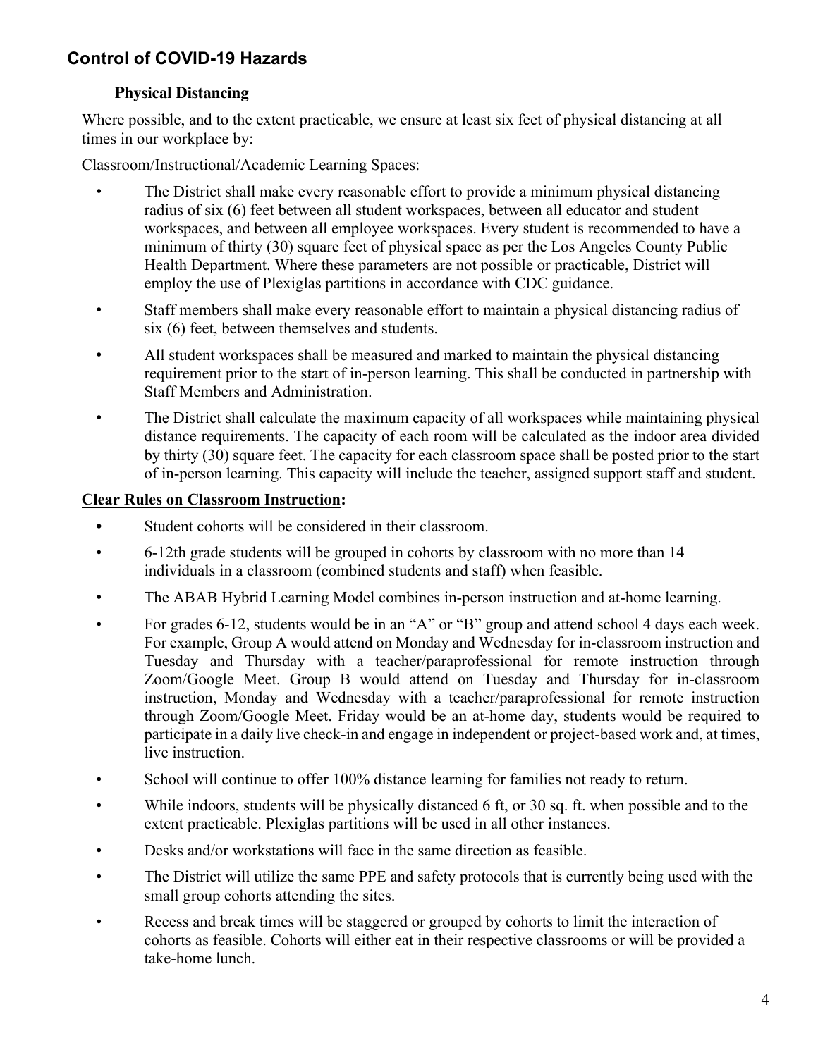## Control of COVID-19 Hazards

### Physical Distancing

Where possible, and to the extent practicable, we ensure at least six feet of physical distancing at all times in our workplace by:

Classroom/Instructional/Academic Learning Spaces:

- The District shall make every reasonable effort to provide a minimum physical distancing radius of six (6) feet between all student workspaces, between all educator and student workspaces, and between all employee workspaces. Every student is recommended to have a minimum of thirty (30) square feet of physical space as per the Los Angeles County Public Health Department. Where these parameters are not possible or practicable, District will employ the use of Plexiglas partitions in accordance with CDC guidance.
- Staff members shall make every reasonable effort to maintain a physical distancing radius of six (6) feet, between themselves and students.
- All student workspaces shall be measured and marked to maintain the physical distancing requirement prior to the start of in-person learning. This shall be conducted in partnership with Staff Members and Administration.
- The District shall calculate the maximum capacity of all workspaces while maintaining physical distance requirements. The capacity of each room will be calculated as the indoor area divided by thirty (30) square feet. The capacity for each classroom space shall be posted prior to the start of in-person learning. This capacity will include the teacher, assigned support staff and student.

**<u>Clear Rules on Classroom Instruction</u>:**

- Student cohorts will be considered in their classroom.
- 6-12th grade students will be grouped in cohorts by classroom with no more than 14 individuals in a classroom (combined students and staff) when feasible.
- The ABAB Hybrid Learning Model combines in-person instruction and at-home learning.
- For grades 6-12, students would be in an "A" or "B" group and attend school 4 days each week. For example, Group A would attend on Monday and Wednesday for in-classroom instruction and Tuesday and Thursday with a teacher/paraprofessional for remote instruction through Zoom/Google Meet. Group B would attend on Tuesday and Thursday for in-classroom instruction, Monday and Wednesday with a teacher/paraprofessional for remote instruction through Zoom/Google Meet. Friday would be an at-home day, students would be required to participate in a daily live check-in and engage in independent or project-based work and, at times, live instruction.
- School will continue to offer 100% distance learning for families not ready to return.
- While indoors, students will be physically distanced 6 ft, or 30 sq. ft. when possible and to the extent practicable. Plexiglas partitions will be used in all other instances.
- Desks and/or workstations will face in the same direction as feasible.
- The District will utilize the same PPE and safety protocols that is currently being used with the small group cohorts attending the sites.
- Recess and break times will be staggered or grouped by cohorts to limit the interaction of cohorts as feasible. Cohorts will either eat in their respective classrooms or will be provided a take-home lunch.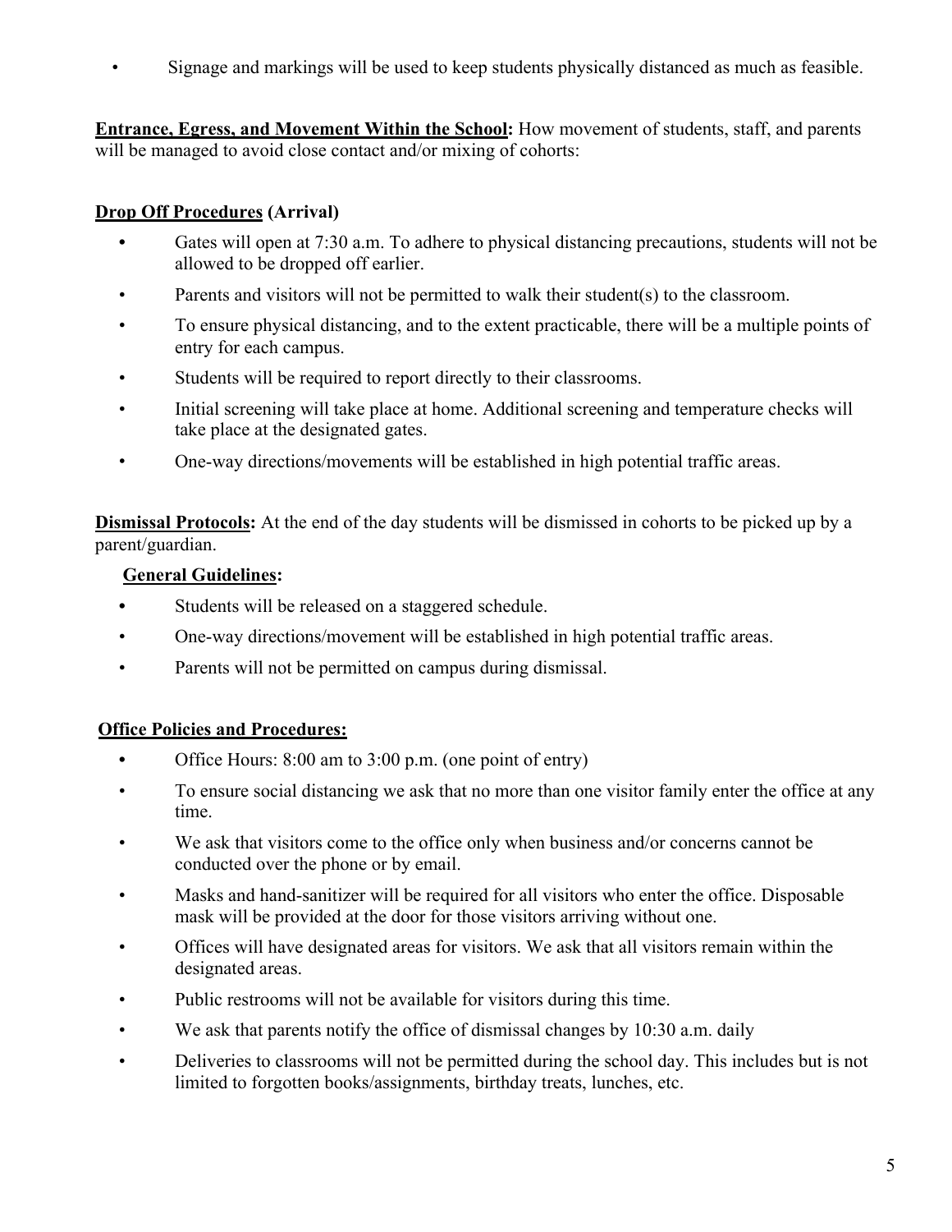- Signage and markings will be used to keep students physically distanced as much as feasible.

**Entrance, Egress, and Movement Within the School:** How movement of students, staff, and parents will be managed to avoid close contact and/or mixing of cohorts:

**Drop Off Procedures (Arrival)**

- Gates will open at 7:30 a.m. To adhere to physical distancing precautions, students will not be allowed to be dropped off earlier.
- Parents and visitors will not be permitted to walk their student(s) to the classroom.
- To ensure physical distancing, and to the extent practicable, there will be a multiple points of entry for each campus.
- Students will be required to report directly to their classrooms.
- Initial screening will take place at home. Additional screening and temperature checks will take place at the designated gates.
- One-way directions/movements will be established in high potential traffic areas.

**Dismissal Protocols:** At the end of the day students will be dismissed in cohorts to be picked up by a parent/guardian.

**General Guidelines:**

- Students will be released on a staggered schedule.
- One-way directions/movement will be established in high potential traffic areas.
- Parents will not be permitted on campus during dismissal.

**Office Policies and Procedures:**

- Office Hours: 8:00 am to 3:00 p.m. (one point of entry)
- To ensure social distancing we ask that no more than one visitor family enter the office at any time.
- We ask that visitors come to the office only when business and/or concerns cannot be conducted over the phone or by email.
- Masks and hand-sanitizer will be required for all visitors who enter the office. Disposable mask will be provided at the door for those visitors arriving without one.
- Offices will have designated areas for visitors. We ask that all visitors remain within the designated areas.
- Public restrooms will not be available for visitors during this time.
- We ask that parents notify the office of dismissal changes by 10:30 a.m. daily
- Deliveries to classrooms will not be permitted during the school day. This includes but is not limited to forgotten books/assignments, birthday treats, lunches, etc.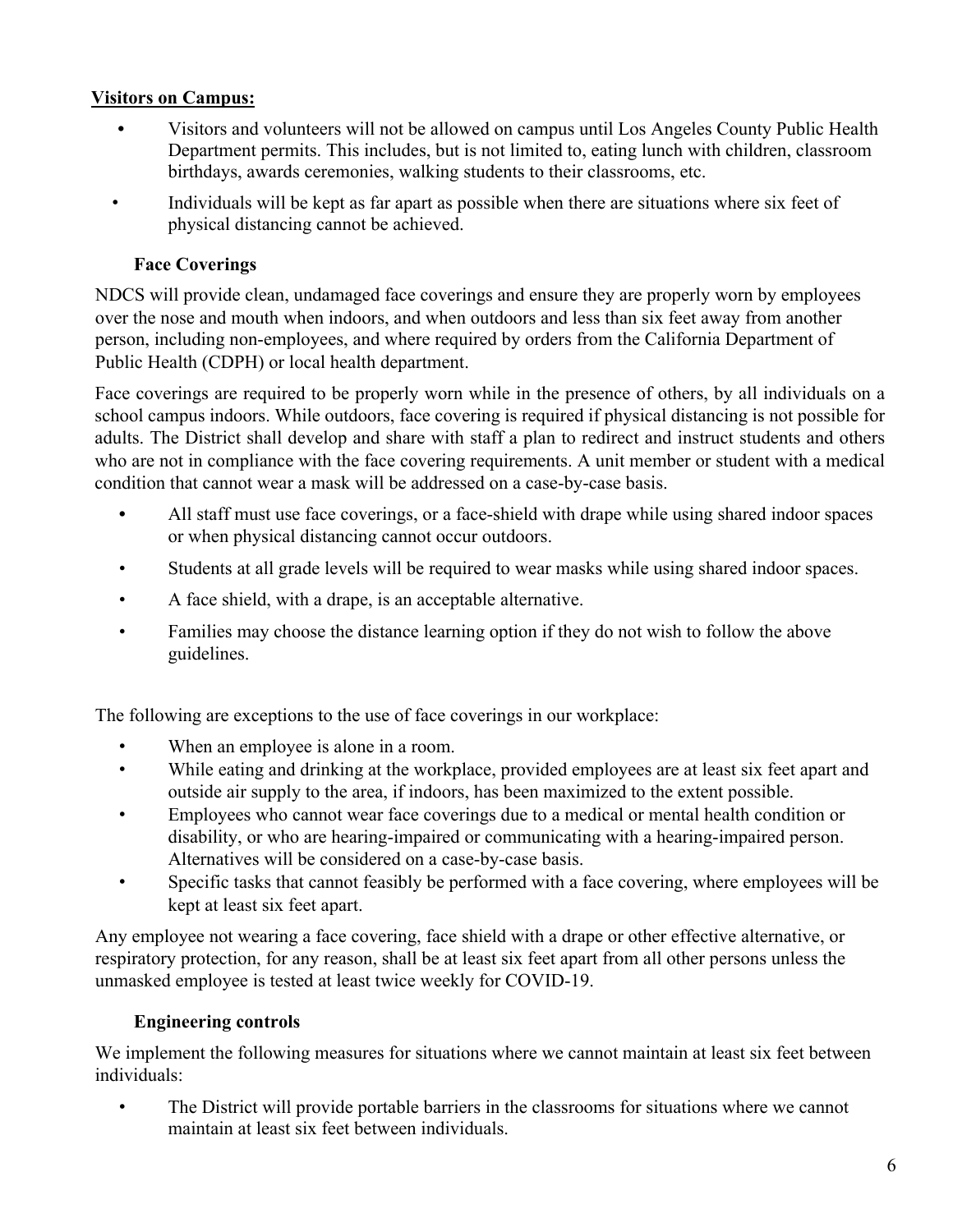**Visitors on Campus:**

- Visitors and volunteers will not be allowed on campus until Los Angeles County Public Health Department permits. This includes, but is not limited to, eating lunch with children, classroom birthdays, awards ceremonies, walking students to their classrooms, etc.
- Individuals will be kept as far apart as possible when there are situations where six feet of physical distancing cannot be achieved.

### Face Coverings

NDCS will provide clean, undamaged face coverings and ensure they are properly worn by employees over the nose and mouth when indoors, and when outdoors and less than six feet away from another person, including non-employees, and where required by orders from the California Department of Public Health (CDPH) or local health department.

Face coverings are required to be properly worn while in the presence of others, by all individuals on a school campus indoors. While outdoors, face covering is required if physical distancing is not possible for adults. The District shall develop and share with staff a plan to redirect and instruct students and others who are not in compliance with the face covering requirements. A unit member or student with a medical condition that cannot wear a mask will be addressed on a case-by-case basis.

- All staff must use face coverings, or a face-shield with drape while using shared indoor spaces or when physical distancing cannot occur outdoors.
- Students at all grade levels will be required to wear masks while using shared indoor spaces.
- A face shield, with a drape, is an acceptable alternative.
- Families may choose the distance learning option if they do not wish to follow the above guidelines.

The following are exceptions to the use of face coverings in our workplace:

- When an employee is alone in a room.
- While eating and drinking at the workplace, provided employees are at least six feet apart and outside air supply to the area, if indoors, has been maximized to the extent possible.
- Employees who cannot wear face coverings due to a medical or mental health condition or disability, or who are hearing-impaired or communicating with a hearing-impaired person. Alternatives will be considered on a case-by-case basis.
- Specific tasks that cannot feasibly be performed with a face covering, where employees will be kept at least six feet apart.

Any employee not wearing a face covering, face shield with a drape or other effective alternative, or respiratory protection, for any reason, shall be at least six feet apart from all other persons unless the unmasked employee is tested at least twice weekly for COVID-19.

### Engineering controls

We implement the following measures for situations where we cannot maintain at least six feet between individuals:

- The District will provide portable barriers in the classrooms for situations where we cannot maintain at least six feet between individuals.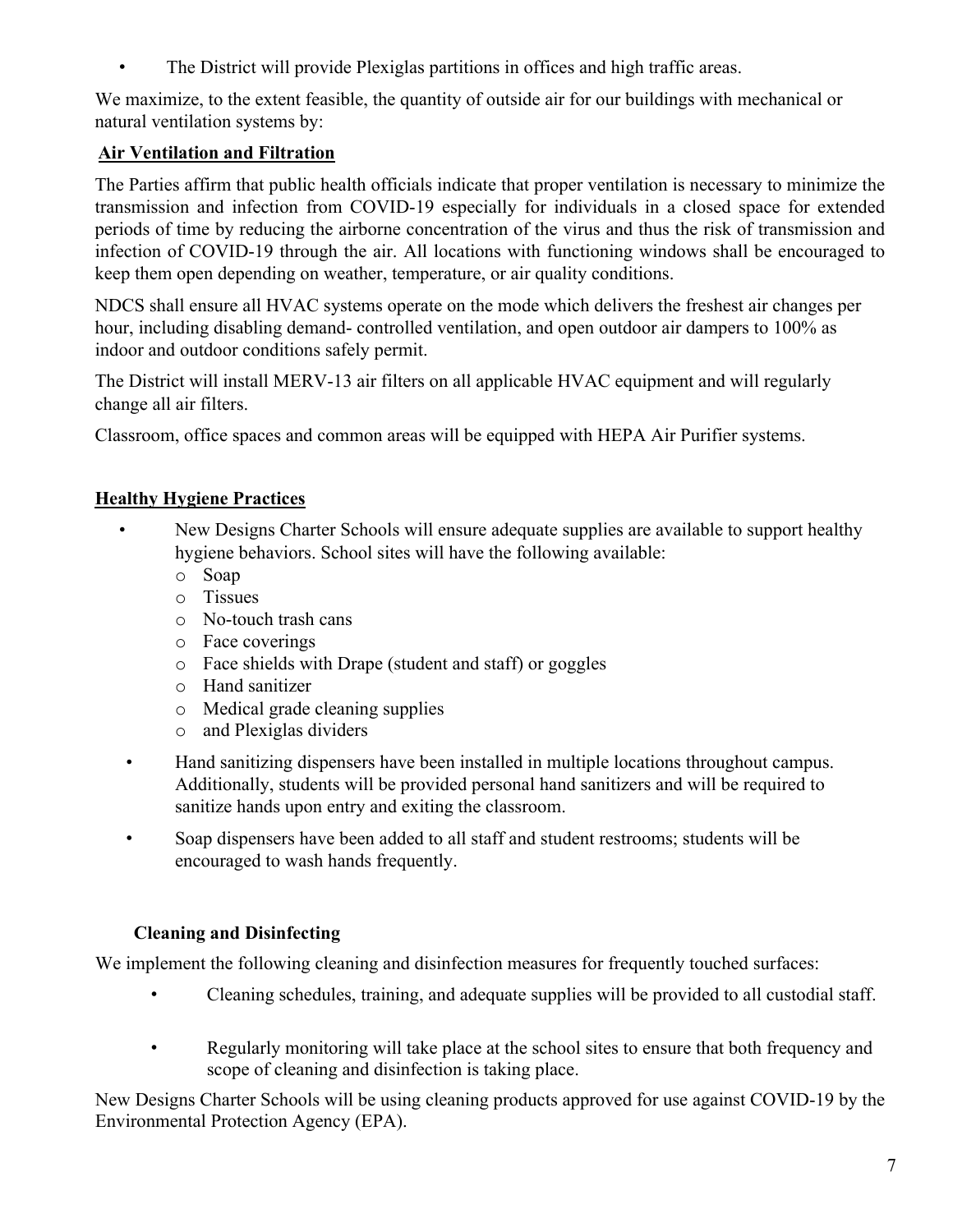- The District will provide Plexiglas partitions in offices and high traffic areas.

We maximize, to the extent feasible, the quantity of outside air for our buildings with mechanical or natural ventilation systems by:

**Air Ventilation and Filtration**

The Parties affirm that public health officials indicate that proper ventilation is necessary to minimize the transmission and infection from COVID-19 especially for individuals in a closed space for extended periods of time by reducing the airborne concentration of the virus and thus the risk of transmission and infection of COVID-19 through the air. All locations with functioning windows shall be encouraged to keep them open depending on weather, temperature, or air quality conditions.

NDCS shall ensure all HVAC systems operate on the mode which delivers the freshest air changes per hour, including disabling demand- controlled ventilation, and open outdoor air dampers to 100% as indoor and outdoor conditions safely permit.

The District will install MERV-13 air filters on all applicable HVAC equipment and will regularly change all air filters.

Classroom, office spaces and common areas will be equipped with HEPA Air Purifier systems.

**Healthy Hygiene Practices**

- New Designs Charter Schools will ensure adequate supplies are available to support healthy hygiene behaviors. School sites will have the following available:
  - Soap
  - Tissues
  - No-touch trash cans
  - Face coverings
  - Face shields with Drape (student and staff) or goggles
  - Hand sanitizer
  - Medical grade cleaning supplies
  - and Plexiglas dividers
- Hand sanitizing dispensers have been installed in multiple locations throughout campus. Additionally, students will be provided personal hand sanitizers and will be required to sanitize hands upon entry and exiting the classroom.
- Soap dispensers have been added to all staff and student restrooms; students will be encouraged to wash hands frequently.

**Cleaning and Disinfecting**

We implement the following cleaning and disinfection measures for frequently touched surfaces:

- Cleaning schedules, training, and adequate supplies will be provided to all custodial staff.
- Regularly monitoring will take place at the school sites to ensure that both frequency and scope of cleaning and disinfection is taking place.

New Designs Charter Schools will be using cleaning products approved for use against COVID-19 by the Environmental Protection Agency (EPA).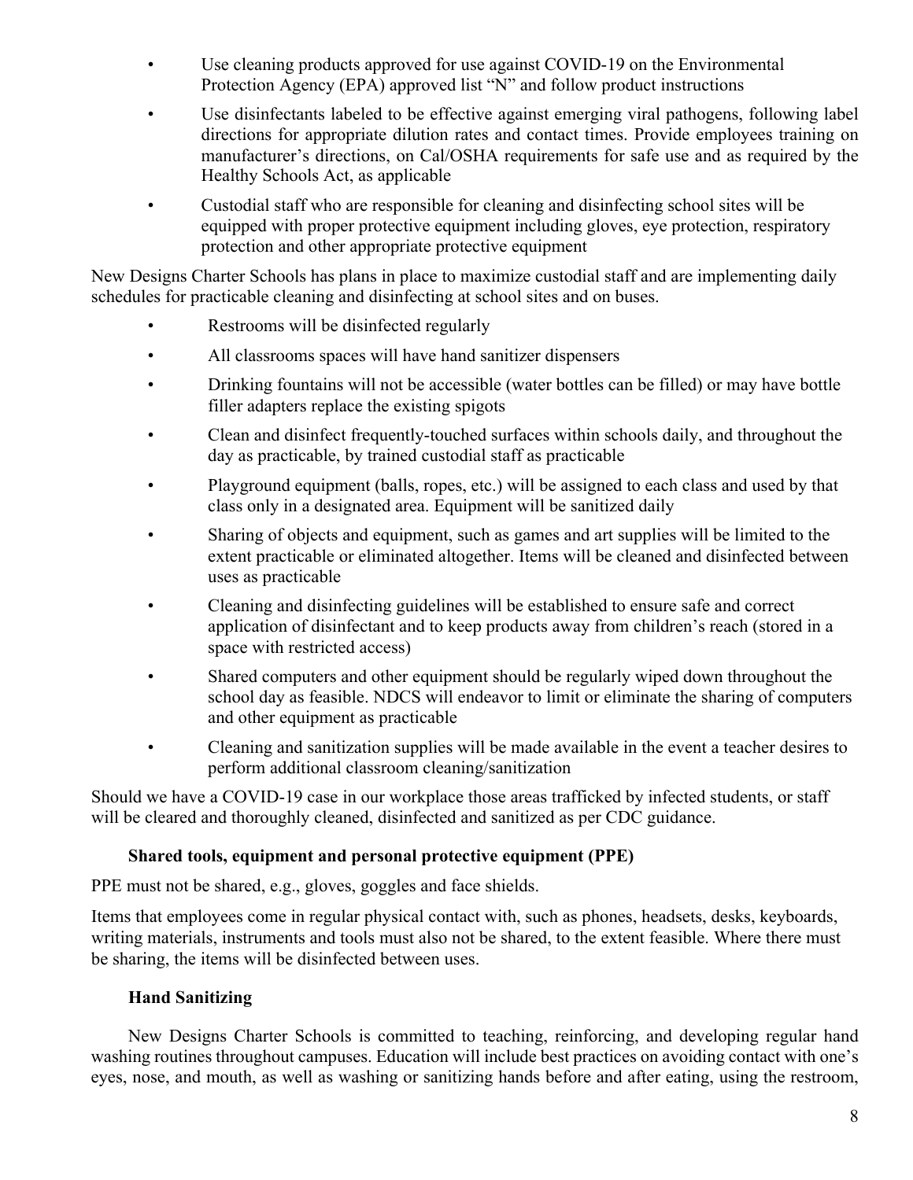- Use cleaning products approved for use against COVID-19 on the Environmental Protection Agency (EPA) approved list "N" and follow product instructions
- Use disinfectants labeled to be effective against emerging viral pathogens, following label directions for appropriate dilution rates and contact times. Provide employees training on manufacturer's directions, on Cal/OSHA requirements for safe use and as required by the Healthy Schools Act, as applicable
- Custodial staff who are responsible for cleaning and disinfecting school sites will be equipped with proper protective equipment including gloves, eye protection, respiratory protection and other appropriate protective equipment

New Designs Charter Schools has plans in place to maximize custodial staff and are implementing daily schedules for practicable cleaning and disinfecting at school sites and on buses.

- Restrooms will be disinfected regularly
- All classrooms spaces will have hand sanitizer dispensers
- Drinking fountains will not be accessible (water bottles can be filled) or may have bottle filler adapters replace the existing spigots
- Clean and disinfect frequently-touched surfaces within schools daily, and throughout the day as practicable, by trained custodial staff as practicable
- Playground equipment (balls, ropes, etc.) will be assigned to each class and used by that class only in a designated area. Equipment will be sanitized daily
- Sharing of objects and equipment, such as games and art supplies will be limited to the extent practicable or eliminated altogether. Items will be cleaned and disinfected between uses as practicable
- Cleaning and disinfecting guidelines will be established to ensure safe and correct application of disinfectant and to keep products away from children's reach (stored in a space with restricted access)
- Shared computers and other equipment should be regularly wiped down throughout the school day as feasible. NDCS will endeavor to limit or eliminate the sharing of computers and other equipment as practicable
- Cleaning and sanitization supplies will be made available in the event a teacher desires to perform additional classroom cleaning/sanitization

Should we have a COVID-19 case in our workplace those areas trafficked by infected students, or staff will be cleared and thoroughly cleaned, disinfected and sanitized as per CDC guidance.

**Shared tools, equipment and personal protective equipment (PPE)**

PPE must not be shared, e.g., gloves, goggles and face shields.

Items that employees come in regular physical contact with, such as phones, headsets, desks, keyboards, writing materials, instruments and tools must also not be shared, to the extent feasible. Where there must be sharing, the items will be disinfected between uses.

**Hand Sanitizing**

New Designs Charter Schools is committed to teaching, reinforcing, and developing regular hand washing routines throughout campuses. Education will include best practices on avoiding contact with one's eyes, nose, and mouth, as well as washing or sanitizing hands before and after eating, using the restroom,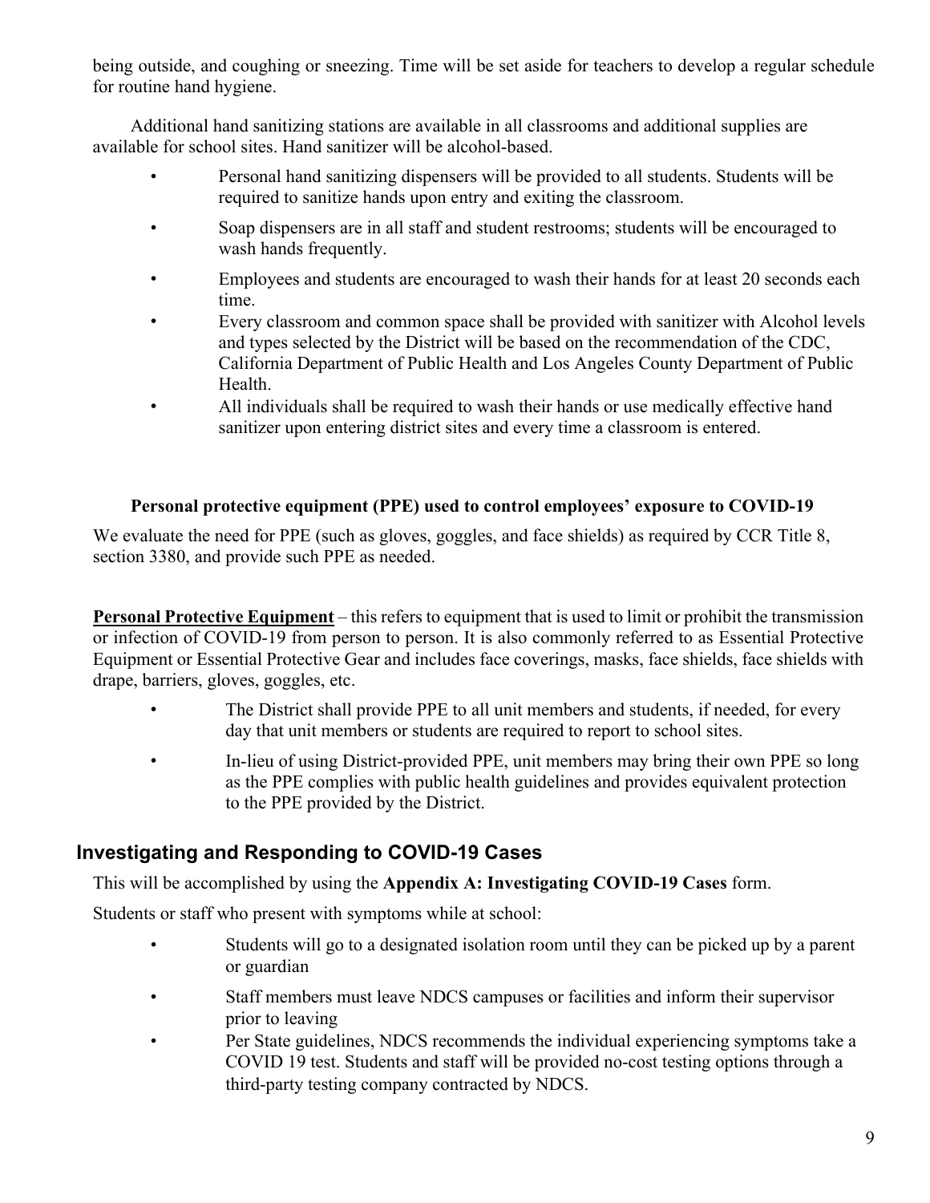being outside, and coughing or sneezing. Time will be set aside for teachers to develop a regular schedule for routine hand hygiene.

Additional hand sanitizing stations are available in all classrooms and additional supplies are available for school sites. Hand sanitizer will be alcohol-based.

- Personal hand sanitizing dispensers will be provided to all students. Students will be required to sanitize hands upon entry and exiting the classroom.
- Soap dispensers are in all staff and student restrooms; students will be encouraged to wash hands frequently.
- Employees and students are encouraged to wash their hands for at least 20 seconds each time.
- Every classroom and common space shall be provided with sanitizer with Alcohol levels and types selected by the District will be based on the recommendation of the CDC, California Department of Public Health and Los Angeles County Department of Public Health.
- All individuals shall be required to wash their hands or use medically effective hand sanitizer upon entering district sites and every time a classroom is entered.

**Personal protective equipment (PPE) used to control employees' exposure to COVID-19**

We evaluate the need for PPE (such as gloves, goggles, and face shields) as required by CCR Title 8, section 3380, and provide such PPE as needed.

**Personal Protective Equipment** – this refers to equipment that is used to limit or prohibit the transmission or infection of COVID-19 from person to person. It is also commonly referred to as Essential Protective Equipment or Essential Protective Gear and includes face coverings, masks, face shields, face shields with drape, barriers, gloves, goggles, etc.

- The District shall provide PPE to all unit members and students, if needed, for every day that unit members or students are required to report to school sites.
- In-lieu of using District-provided PPE, unit members may bring their own PPE so long as the PPE complies with public health guidelines and provides equivalent protection to the PPE provided by the District.

## Investigating and Responding to COVID-19 Cases

This will be accomplished by using the **Appendix A: Investigating COVID-19 Cases** form.

Students or staff who present with symptoms while at school:

- Students will go to a designated isolation room until they can be picked up by a parent or guardian
- Staff members must leave NDCS campuses or facilities and inform their supervisor prior to leaving
- Per State guidelines, NDCS recommends the individual experiencing symptoms take a COVID 19 test. Students and staff will be provided no-cost testing options through a third-party testing company contracted by NDCS.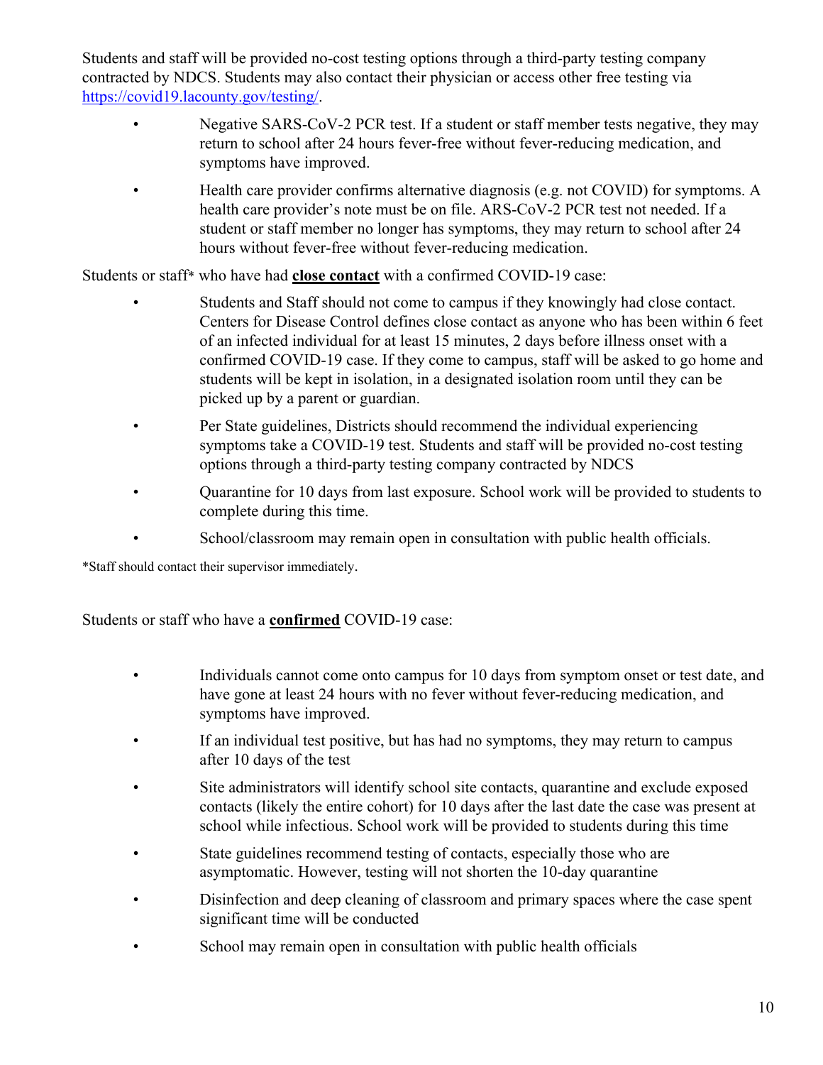Students and staff will be provided no-cost testing options through a third-party testing company contracted by NDCS. Students may also contact their physician or access other free testing via [https://covid19.lacounty.gov/testing/](https://covid19.lacounty.gov/testing/).

- Negative SARS-CoV-2 PCR test. If a student or staff member tests negative, they may return to school after 24 hours fever-free without fever-reducing medication, and symptoms have improved.
- Health care provider confirms alternative diagnosis (e.g. not COVID) for symptoms. A health care provider's note must be on file. ARS-CoV-2 PCR test not needed. If a student or staff member no longer has symptoms, they may return to school after 24 hours without fever-free without fever-reducing medication.

Students or staff* who have had **close contact** with a confirmed COVID-19 case:

- Students and Staff should not come to campus if they knowingly had close contact. Centers for Disease Control defines close contact as anyone who has been within 6 feet of an infected individual for at least 15 minutes, 2 days before illness onset with a confirmed COVID-19 case. If they come to campus, staff will be asked to go home and students will be kept in isolation, in a designated isolation room until they can be picked up by a parent or guardian.
- Per State guidelines, Districts should recommend the individual experiencing symptoms take a COVID-19 test. Students and staff will be provided no-cost testing options through a third-party testing company contracted by NDCS
- Quarantine for 10 days from last exposure. School work will be provided to students to complete during this time.
- School/classroom may remain open in consultation with public health officials.

*Staff should contact their supervisor immediately.

Students or staff who have a **confirmed** COVID-19 case:

- Individuals cannot come onto campus for 10 days from symptom onset or test date, and have gone at least 24 hours with no fever without fever-reducing medication, and symptoms have improved.
- If an individual test positive, but has had no symptoms, they may return to campus after 10 days of the test
- Site administrators will identify school site contacts, quarantine and exclude exposed contacts (likely the entire cohort) for 10 days after the last date the case was present at school while infectious. School work will be provided to students during this time
- State guidelines recommend testing of contacts, especially those who are asymptomatic. However, testing will not shorten the 10-day quarantine
- Disinfection and deep cleaning of classroom and primary spaces where the case spent significant time will be conducted
- School may remain open in consultation with public health officials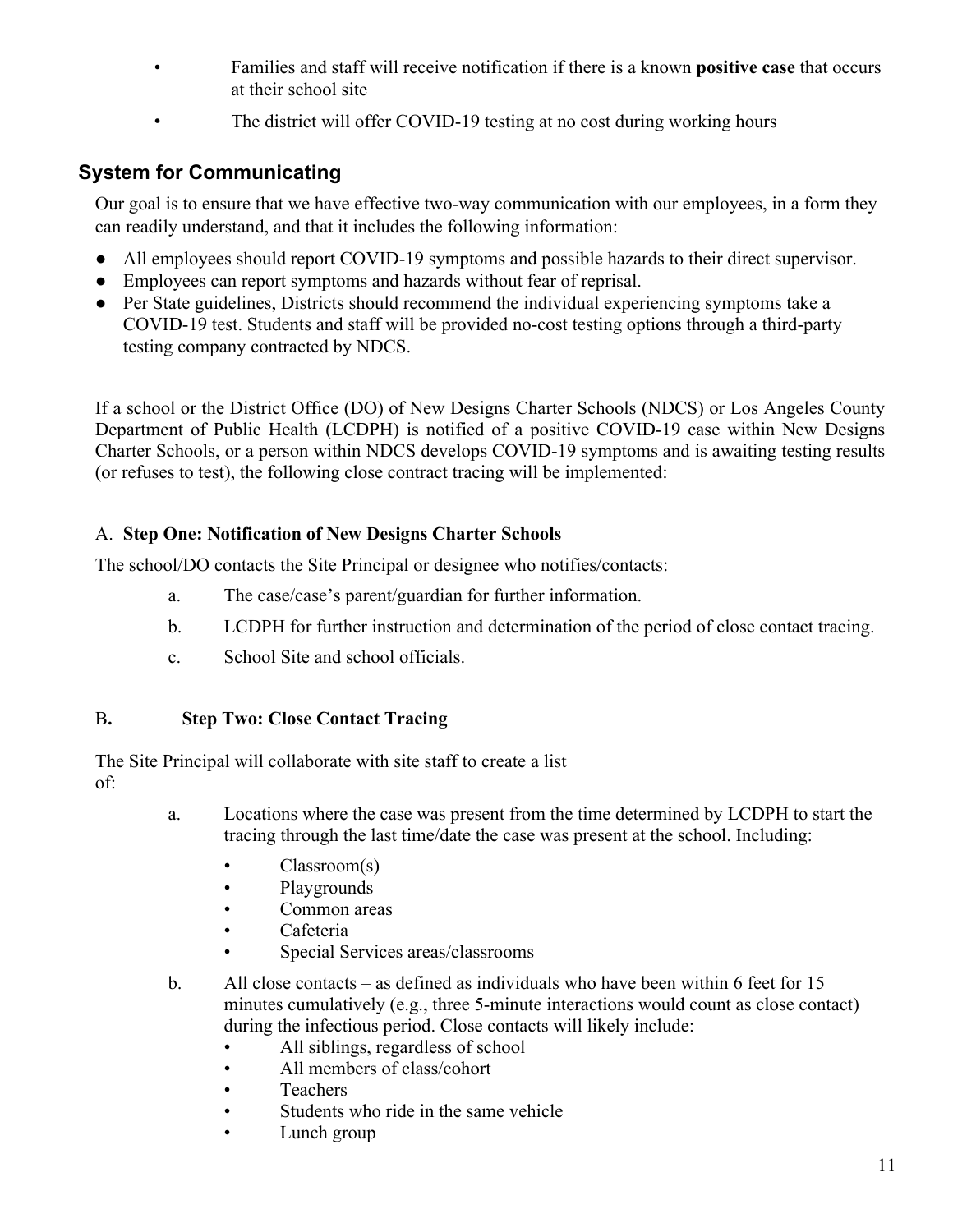- Families and staff will receive notification if there is a known **positive case** that occurs at their school site
- The district will offer COVID-19 testing at no cost during working hours

## System for Communicating

Our goal is to ensure that we have effective two-way communication with our employees, in a form they can readily understand, and that it includes the following information:

- All employees should report COVID-19 symptoms and possible hazards to their direct supervisor.
- Employees can report symptoms and hazards without fear of reprisal.
- Per State guidelines, Districts should recommend the individual experiencing symptoms take a COVID-19 test. Students and staff will be provided no-cost testing options through a third-party testing company contracted by NDCS.

If a school or the District Office (DO) of New Designs Charter Schools (NDCS) or Los Angeles County Department of Public Health (LCDPH) is notified of a positive COVID-19 case within New Designs Charter Schools, or a person within NDCS develops COVID-19 symptoms and is awaiting testing results (or refuses to test), the following close contract tracing will be implemented:

A. **Step One: Notification of New Designs Charter Schools**

The school/DO contacts the Site Principal or designee who notifies/contacts:

a. The case/case's parent/guardian for further information.

b. LCDPH for further instruction and determination of the period of close contact tracing.

c. School Site and school officials.

B**. Step Two: Close Contact Tracing**

The Site Principal will collaborate with site staff to create a list of:

a. Locations where the case was present from the time determined by LCDPH to start the tracing through the last time/date the case was present at the school. Including:
   - Classroom(s)
   - Playgrounds
   - Common areas
   - Cafeteria
   - Special Services areas/classrooms

b. All close contacts – as defined as individuals who have been within 6 feet for 15 minutes cumulatively (e.g., three 5-minute interactions would count as close contact) during the infectious period. Close contacts will likely include:
   - All siblings, regardless of school
   - All members of class/cohort
   - Teachers
   - Students who ride in the same vehicle
   - Lunch group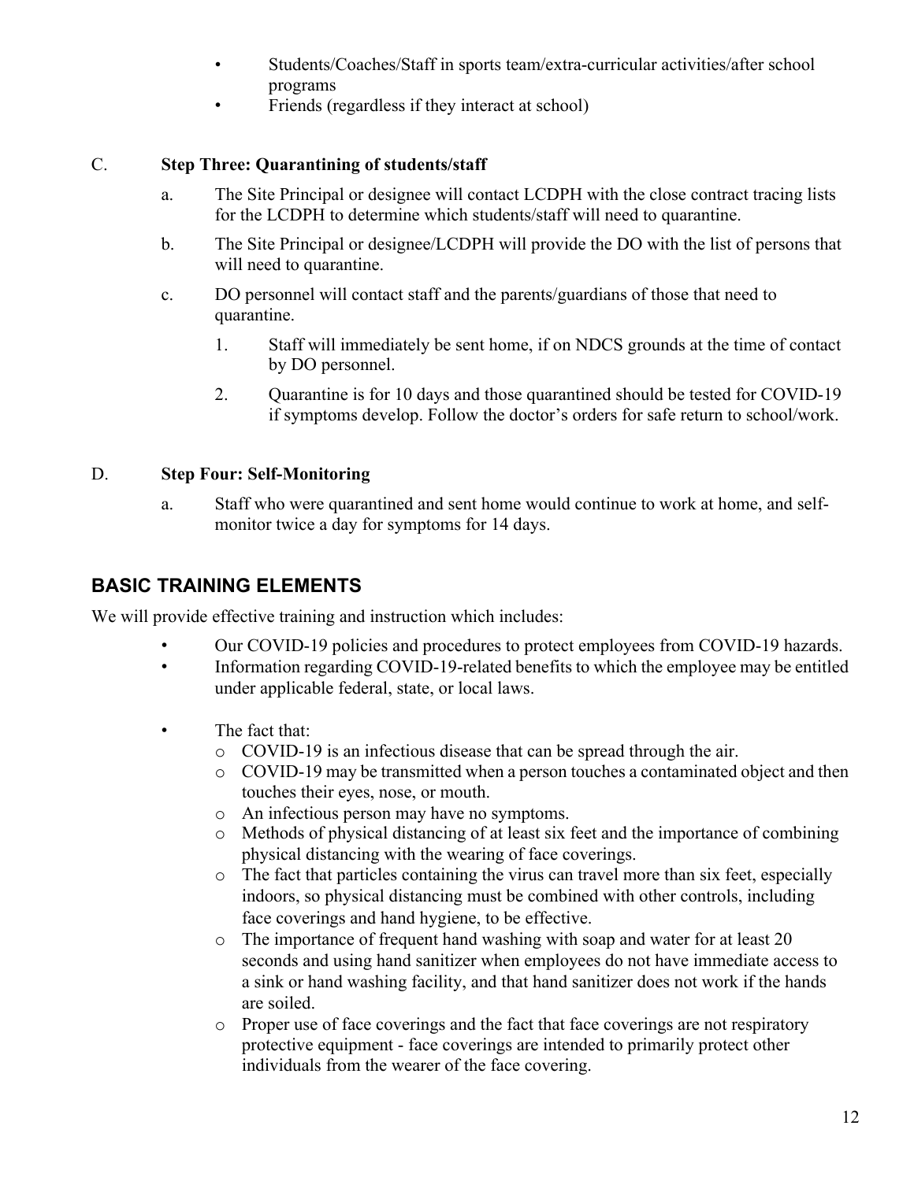- Students/Coaches/Staff in sports team/extra-curricular activities/after school programs
- Friends (regardless if they interact at school)

C. **Step Three: Quarantining of students/staff**

a. The Site Principal or designee will contact LCDPH with the close contract tracing lists for the LCDPH to determine which students/staff will need to quarantine.

b. The Site Principal or designee/LCDPH will provide the DO with the list of persons that will need to quarantine.

c. DO personnel will contact staff and the parents/guardians of those that need to quarantine.

1. Staff will immediately be sent home, if on NDCS grounds at the time of contact by DO personnel.
2. Quarantine is for 10 days and those quarantined should be tested for COVID-19 if symptoms develop. Follow the doctor's orders for safe return to school/work.

D. **Step Four: Self-Monitoring**

a. Staff who were quarantined and sent home would continue to work at home, and self-monitor twice a day for symptoms for 14 days.

## BASIC TRAINING ELEMENTS

We will provide effective training and instruction which includes:

- Our COVID-19 policies and procedures to protect employees from COVID-19 hazards.
- Information regarding COVID-19-related benefits to which the employee may be entitled under applicable federal, state, or local laws.
- The fact that:
  - COVID-19 is an infectious disease that can be spread through the air.
  - COVID-19 may be transmitted when a person touches a contaminated object and then touches their eyes, nose, or mouth.
  - An infectious person may have no symptoms.
  - Methods of physical distancing of at least six feet and the importance of combining physical distancing with the wearing of face coverings.
  - The fact that particles containing the virus can travel more than six feet, especially indoors, so physical distancing must be combined with other controls, including face coverings and hand hygiene, to be effective.
  - The importance of frequent hand washing with soap and water for at least 20 seconds and using hand sanitizer when employees do not have immediate access to a sink or hand washing facility, and that hand sanitizer does not work if the hands are soiled.
  - Proper use of face coverings and the fact that face coverings are not respiratory protective equipment - face coverings are intended to primarily protect other individuals from the wearer of the face covering.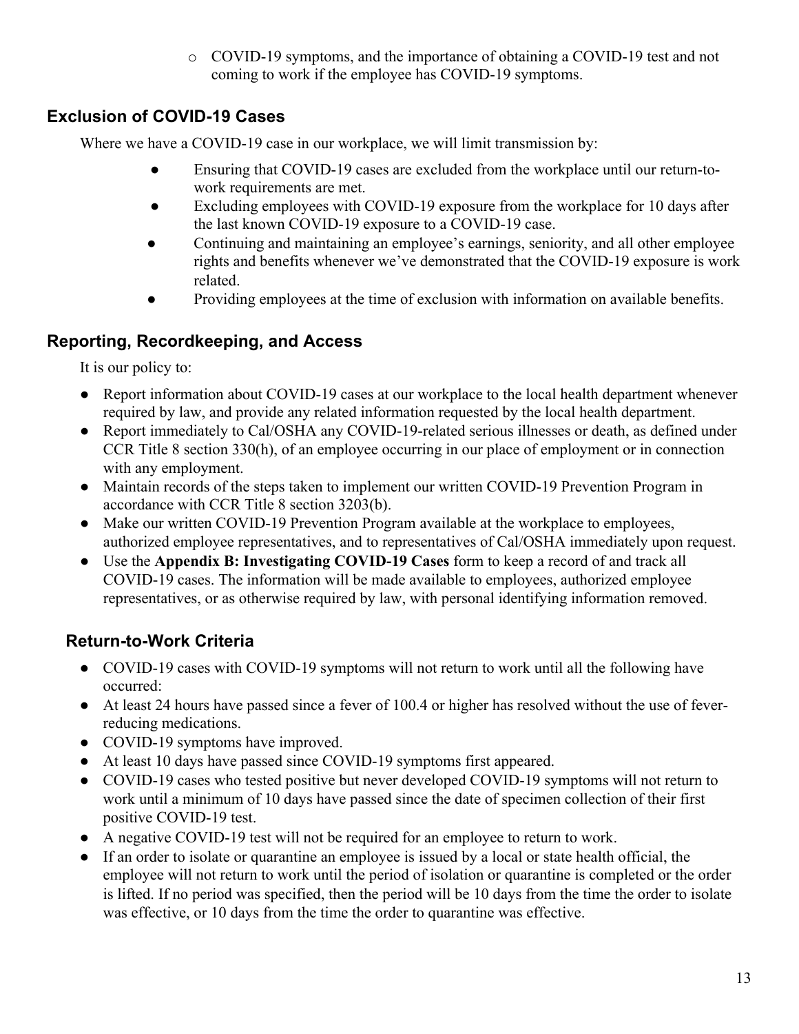- COVID-19 symptoms, and the importance of obtaining a COVID-19 test and not coming to work if the employee has COVID-19 symptoms.

## Exclusion of COVID-19 Cases

Where we have a COVID-19 case in our workplace, we will limit transmission by:

- Ensuring that COVID-19 cases are excluded from the workplace until our return-to-work requirements are met.
- Excluding employees with COVID-19 exposure from the workplace for 10 days after the last known COVID-19 exposure to a COVID-19 case.
- Continuing and maintaining an employee's earnings, seniority, and all other employee rights and benefits whenever we've demonstrated that the COVID-19 exposure is work related.
- Providing employees at the time of exclusion with information on available benefits.

## Reporting, Recordkeeping, and Access

It is our policy to:

- Report information about COVID-19 cases at our workplace to the local health department whenever required by law, and provide any related information requested by the local health department.
- Report immediately to Cal/OSHA any COVID-19-related serious illnesses or death, as defined under CCR Title 8 section 330(h), of an employee occurring in our place of employment or in connection with any employment.
- Maintain records of the steps taken to implement our written COVID-19 Prevention Program in accordance with CCR Title 8 section 3203(b).
- Make our written COVID-19 Prevention Program available at the workplace to employees, authorized employee representatives, and to representatives of Cal/OSHA immediately upon request.
- Use the **Appendix B: Investigating COVID-19 Cases** form to keep a record of and track all COVID-19 cases. The information will be made available to employees, authorized employee representatives, or as otherwise required by law, with personal identifying information removed.

## Return-to-Work Criteria

- COVID-19 cases with COVID-19 symptoms will not return to work until all the following have occurred:
- At least 24 hours have passed since a fever of 100.4 or higher has resolved without the use of fever-reducing medications.
- COVID-19 symptoms have improved.
- At least 10 days have passed since COVID-19 symptoms first appeared.
- COVID-19 cases who tested positive but never developed COVID-19 symptoms will not return to work until a minimum of 10 days have passed since the date of specimen collection of their first positive COVID-19 test.
- A negative COVID-19 test will not be required for an employee to return to work.
- If an order to isolate or quarantine an employee is issued by a local or state health official, the employee will not return to work until the period of isolation or quarantine is completed or the order is lifted. If no period was specified, then the period will be 10 days from the time the order to isolate was effective, or 10 days from the time the order to quarantine was effective.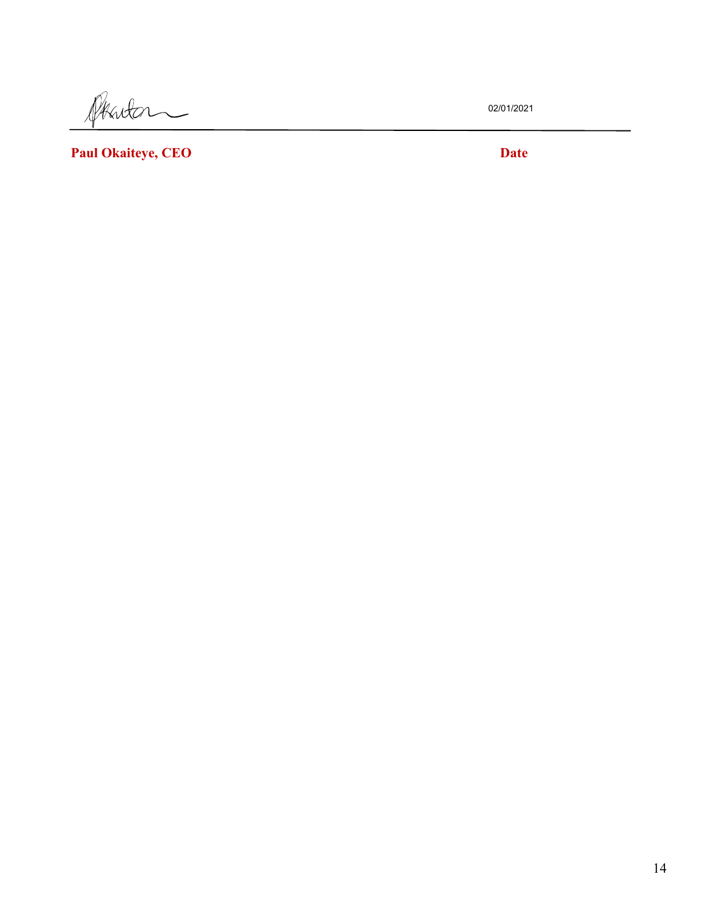02/01/2021

**Paul Okaiteye, CEO** **Date**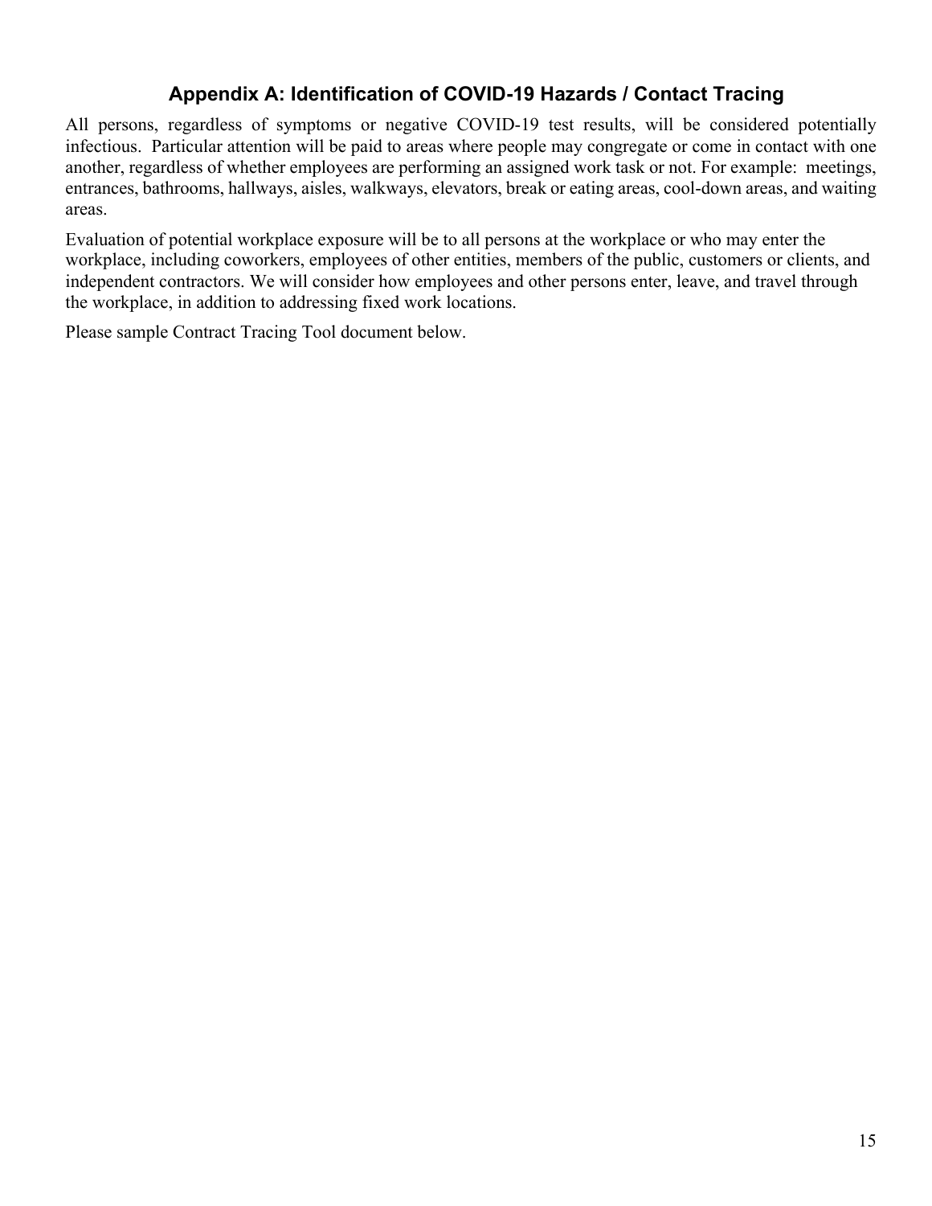## Appendix A: Identification of COVID-19 Hazards / Contact Tracing

All persons, regardless of symptoms or negative COVID-19 test results, will be considered potentially infectious. Particular attention will be paid to areas where people may congregate or come in contact with one another, regardless of whether employees are performing an assigned work task or not. For example: meetings, entrances, bathrooms, hallways, aisles, walkways, elevators, break or eating areas, cool-down areas, and waiting areas.

Evaluation of potential workplace exposure will be to all persons at the workplace or who may enter the workplace, including coworkers, employees of other entities, members of the public, customers or clients, and independent contractors. We will consider how employees and other persons enter, leave, and travel through the workplace, in addition to addressing fixed work locations.

Please sample Contract Tracing Tool document below.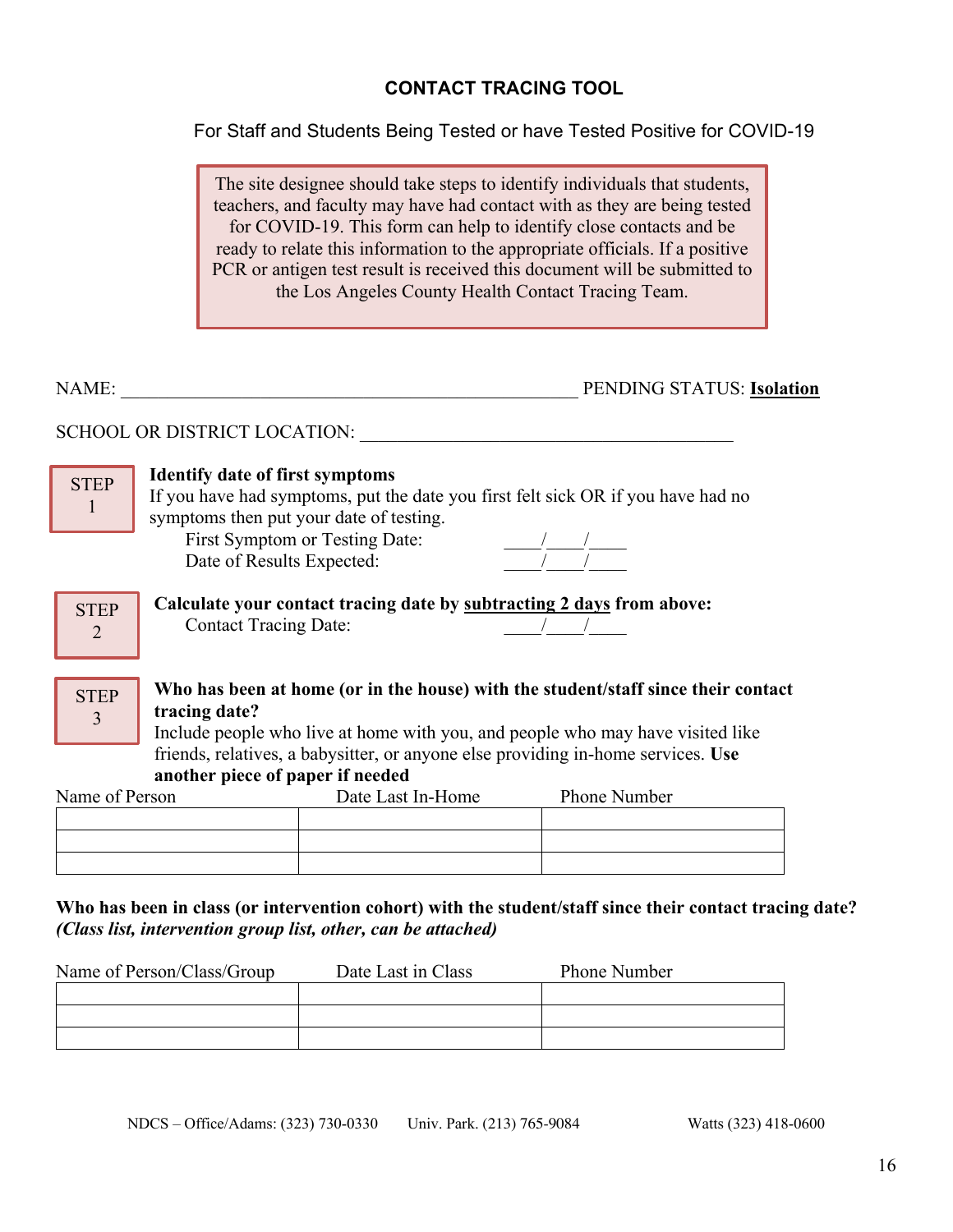## CONTACT TRACING TOOL

For Staff and Students Being Tested or have Tested Positive for COVID-19

> The site designee should take steps to identify individuals that students, teachers, and faculty may have had contact with as they are being tested for COVID-19. This form can help to identify close contacts and be ready to relate this information to the appropriate officials. If a positive PCR or antigen test result is received this document will be submitted to the Los Angeles County Health Contact Tracing Team.

NAME: ______________________________________________ PENDING STATUS: **Isolation**

SCHOOL OR DISTRICT LOCATION: ______________________________________

**STEP 1**

**Identify date of first symptoms**

If you have had symptoms, put the date you first felt sick OR if you have had no symptoms then put your date of testing.

First Symptom or Testing Date: ____/____/____

Date of Results Expected: ____/____/____

**STEP 2**

**Calculate your contact tracing date by subtracting 2 days from above:**

Contact Tracing Date: ____/____/____

**STEP 3**

**Who has been at home (or in the house) with the student/staff since their contact tracing date?**

Include people who live at home with you, and people who may have visited like friends, relatives, a babysitter, or anyone else providing in-home services. **Use another piece of paper if needed**

| Name of Person | Date Last In-Home | Phone Number |
| --- | --- | --- |
| | | |
| | | |
| | | |

**Who has been in class (or intervention cohort) with the student/staff since their contact tracing date?** ***(Class list, intervention group list, other, can be attached)***

| Name of Person/Class/Group | Date Last in Class | Phone Number |
| --- | --- | --- |
| | | |
| | | |
| | | |

NDCS – Office/Adams: (323) 730-0330 Univ. Park. (213) 765-9084 Watts (323) 418-0600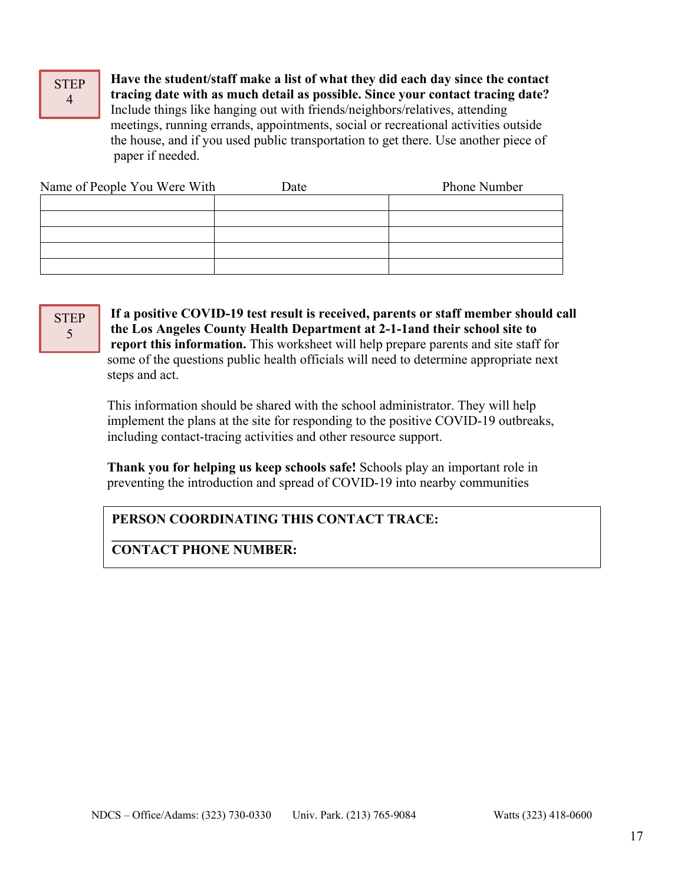**STEP 4**

**Have the student/staff make a list of what they did each day since the contact tracing date with as much detail as possible. Since your contact tracing date?** Include things like hanging out with friends/neighbors/relatives, attending meetings, running errands, appointments, social or recreational activities outside the house, and if you used public transportation to get there. Use another piece of paper if needed.

| Name of People You Were With | Date | Phone Number |
|---|---|---|
| | | |
| | | |
| | | |
| | | |
| | | |

**STEP 5**

**If a positive COVID-19 test result is received, parents or staff member should call the Los Angeles County Health Department at 2-1-1and their school site to report this information.** This worksheet will help prepare parents and site staff for some of the questions public health officials will need to determine appropriate next steps and act.

This information should be shared with the school administrator. They will help implement the plans at the site for responding to the positive COVID-19 outbreaks, including contact-tracing activities and other resource support.

**Thank you for helping us keep schools safe!** Schools play an important role in preventing the introduction and spread of COVID-19 into nearby communities

**PERSON COORDINATING THIS CONTACT TRACE: ___________________________**

**CONTACT PHONE NUMBER:**

NDCS – Office/Adams: (323) 730-0330 Univ. Park. (213) 765-9084 Watts (323) 418-0600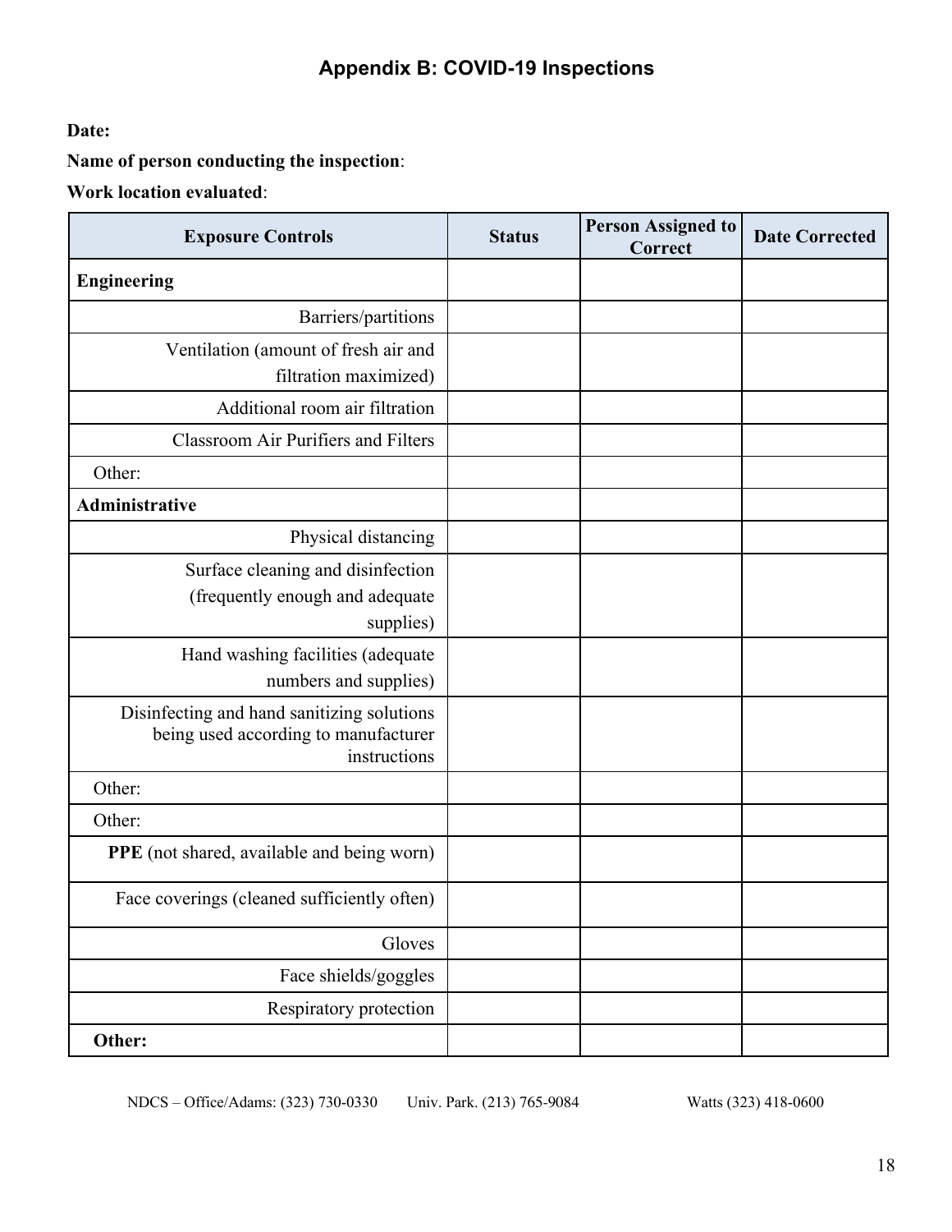## Appendix B: COVID-19 Inspections

**Date:**

**Name of person conducting the inspection**:

**Work location evaluated**:

| Exposure Controls | Status | Person Assigned to Correct | Date Corrected |
|---|---|---|---|
| **Engineering** | | | |
| Barriers/partitions | | | |
| Ventilation (amount of fresh air and filtration maximized) | | | |
| Additional room air filtration | | | |
| Classroom Air Purifiers and Filters | | | |
| Other: | | | |
| **Administrative** | | | |
| Physical distancing | | | |
| Surface cleaning and disinfection (frequently enough and adequate supplies) | | | |
| Hand washing facilities (adequate numbers and supplies) | | | |
| Disinfecting and hand sanitizing solutions being used according to manufacturer instructions | | | |
| Other: | | | |
| Other: | | | |
| **PPE** (not shared, available and being worn) | | | |
| Face coverings (cleaned sufficiently often) | | | |
| Gloves | | | |
| Face shields/goggles | | | |
| Respiratory protection | | | |
| **Other:** | | | |

NDCS – Office/Adams: (323) 730-0330 Univ. Park. (213) 765-9084 Watts (323) 418-0600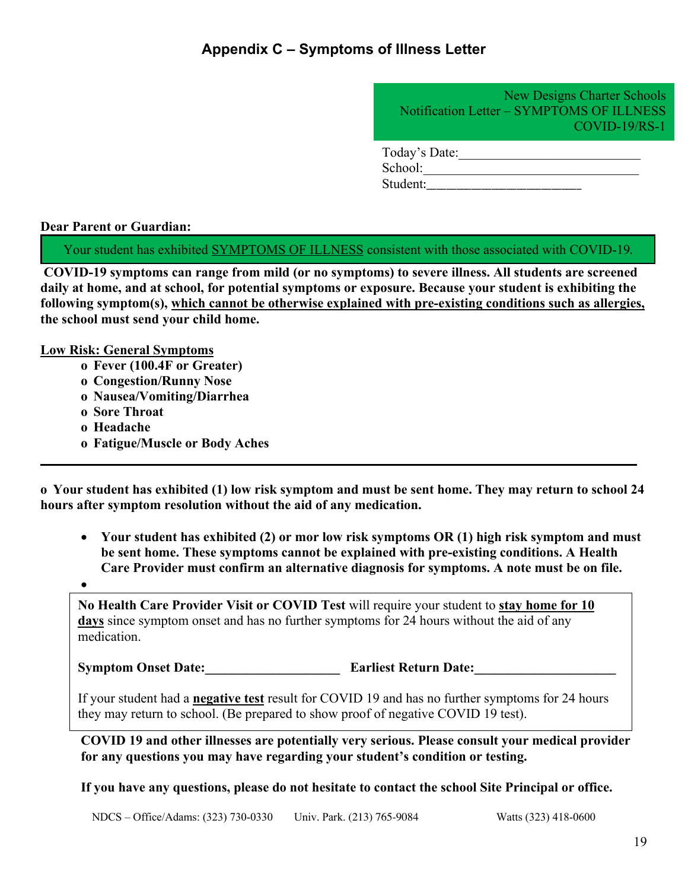## Appendix C – Symptoms of Illness Letter

New Designs Charter Schools
Notification Letter – SYMPTOMS OF ILLNESS
COVID-19/RS-1

Today's Date:___________________________
School:________________________________
Student:______________________

**Dear Parent or Guardian:**

Your student has exhibited <u>SYMPTOMS OF ILLNESS</u> consistent with those associated with COVID-19.

**COVID-19 symptoms can range from mild (or no symptoms) to severe illness. All students are screened daily at home, and at school, for potential symptoms or exposure. Because your student is exhibiting the following symptom(s), <u>which cannot be otherwise explained with pre-existing conditions such as allergies,</u> the school must send your child home.**

**<u>Low Risk: General Symptoms</u>**

- o **Fever (100.4F or Greater)**
- o **Congestion/Runny Nose**
- o **Nausea/Vomiting/Diarrhea**
- o **Sore Throat**
- o **Headache**
- o **Fatigue/Muscle or Body Aches**

---

**o Your student has exhibited (1) low risk symptom and must be sent home. They may return to school 24 hours after symptom resolution without the aid of any medication.**

- **Your student has exhibited (2) or mor low risk symptoms OR (1) high risk symptom and must be sent home. These symptoms cannot be explained with pre-existing conditions. A Health Care Provider must confirm an alternative diagnosis for symptoms. A note must be on file.**
-

**No Health Care Provider Visit or COVID Test** will require your student to **<u>stay home for 10 days</u>** since symptom onset and has no further symptoms for 24 hours without the aid of any medication.

**Symptom Onset Date:____________________ Earliest Return Date:_____________________**

If your student had a **<u>negative test</u>** result for COVID 19 and has no further symptoms for 24 hours they may return to school. (Be prepared to show proof of negative COVID 19 test).

**COVID 19 and other illnesses are potentially very serious. Please consult your medical provider for any questions you may have regarding your student's condition or testing.**

**If you have any questions, please do not hesitate to contact the school Site Principal or office.**

NDCS – Office/Adams: (323) 730-0330 Univ. Park. (213) 765-9084 Watts (323) 418-0600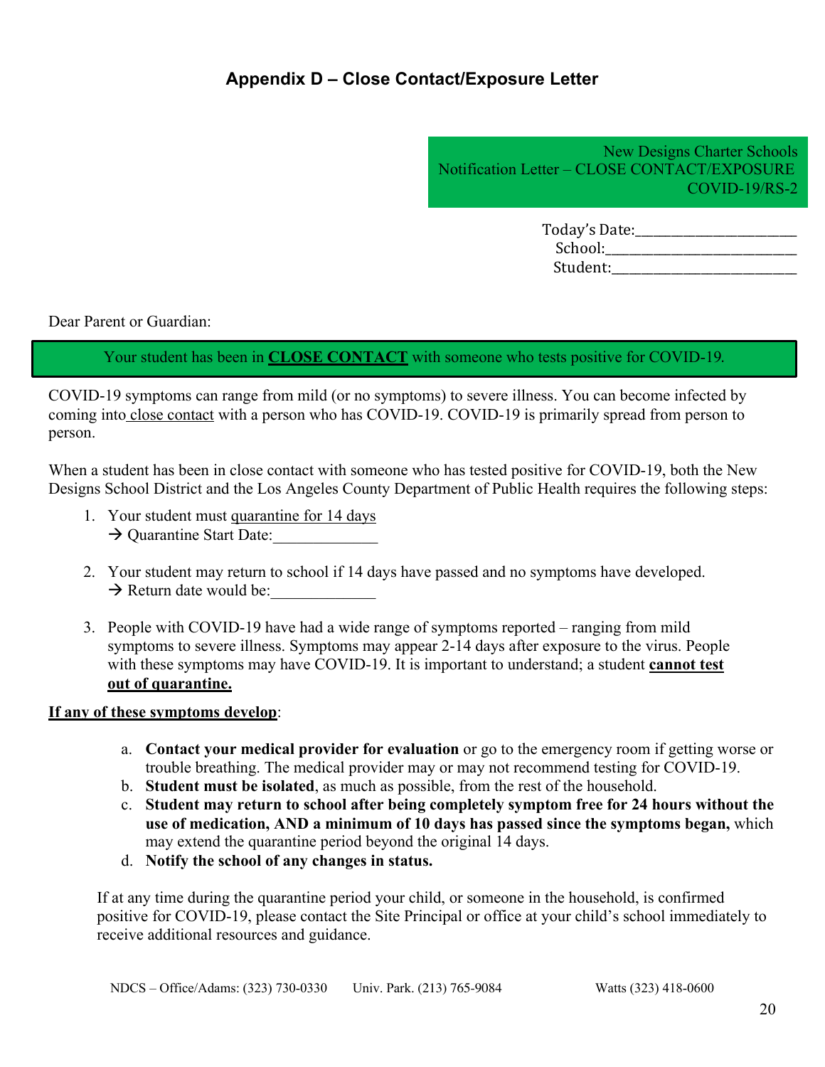## Appendix D – Close Contact/Exposure Letter

New Designs Charter Schools
Notification Letter – CLOSE CONTACT/EXPOSURE
COVID-19/RS-2

Today's Date:______________________
School:__________________________
Student:__________________________

Dear Parent or Guardian:

Your student has been in **CLOSE CONTACT** with someone who tests positive for COVID-19.

COVID-19 symptoms can range from mild (or no symptoms) to severe illness. You can become infected by coming into close contact with a person who has COVID-19. COVID-19 is primarily spread from person to person.

When a student has been in close contact with someone who has tested positive for COVID-19, both the New Designs School District and the Los Angeles County Department of Public Health requires the following steps:

1. Your student must quarantine for 14 days
   → Quarantine Start Date:_____________

2. Your student may return to school if 14 days have passed and no symptoms have developed.
   → Return date would be:_____________

3. People with COVID-19 have had a wide range of symptoms reported – ranging from mild symptoms to severe illness. Symptoms may appear 2-14 days after exposure to the virus. People with these symptoms may have COVID-19. It is important to understand; a student **cannot test out of quarantine.**

**If any of these symptoms develop**:

a. **Contact your medical provider for evaluation** or go to the emergency room if getting worse or trouble breathing. The medical provider may or may not recommend testing for COVID-19.
b. **Student must be isolated**, as much as possible, from the rest of the household.
c. **Student may return to school after being completely symptom free for 24 hours without the use of medication, AND a minimum of 10 days has passed since the symptoms began,** which may extend the quarantine period beyond the original 14 days.
d. **Notify the school of any changes in status.**

If at any time during the quarantine period your child, or someone in the household, is confirmed positive for COVID-19, please contact the Site Principal or office at your child's school immediately to receive additional resources and guidance.

NDCS – Office/Adams: (323) 730-0330 Univ. Park. (213) 765-9084 Watts (323) 418-0600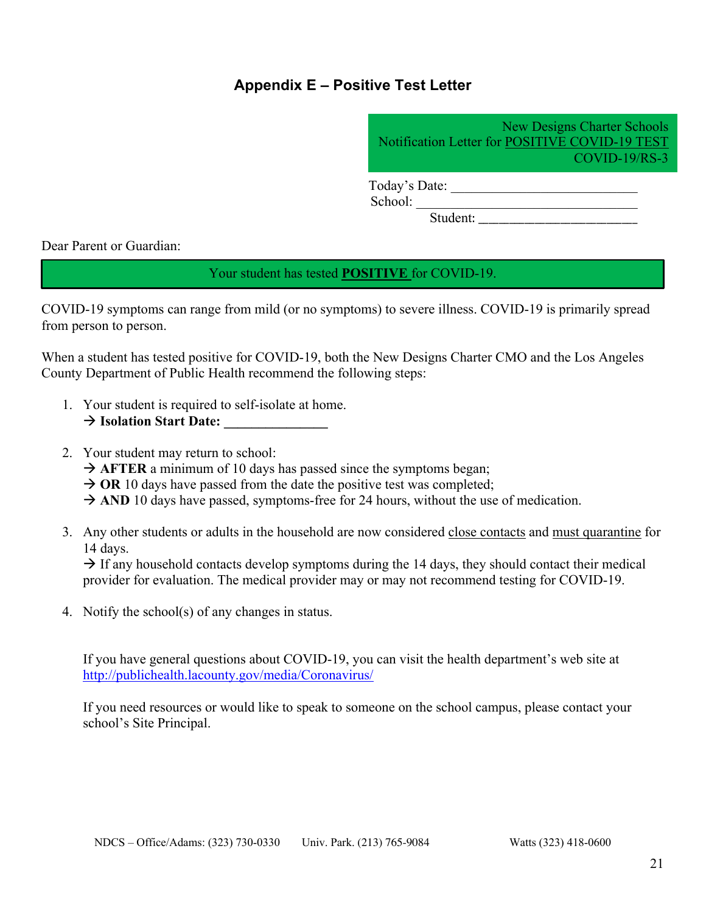## Appendix E – Positive Test Letter

New Designs Charter Schools
Notification Letter for <u>POSITIVE COVID-19 TEST</u>
COVID-19/RS-3

Today's Date: ____________________________
School: ________________________________
Student: ______________________

Dear Parent or Guardian:

Your student has tested **POSITIVE** for COVID-19.

COVID-19 symptoms can range from mild (or no symptoms) to severe illness. COVID-19 is primarily spread from person to person.

When a student has tested positive for COVID-19, both the New Designs Charter CMO and the Los Angeles County Department of Public Health recommend the following steps:

1. Your student is required to self-isolate at home.
   → **Isolation Start Date: _______________**

2. Your student may return to school:
   → **AFTER** a minimum of 10 days has passed since the symptoms began;
   → **OR** 10 days have passed from the date the positive test was completed;
   → **AND** 10 days have passed, symptoms-free for 24 hours, without the use of medication.

3. Any other students or adults in the household are now considered <u>close contacts</u> and <u>must quarantine</u> for 14 days.
   → If any household contacts develop symptoms during the 14 days, they should contact their medical provider for evaluation. The medical provider may or may not recommend testing for COVID-19.

4. Notify the school(s) of any changes in status.

If you have general questions about COVID-19, you can visit the health department's web site at http://publichealth.lacounty.gov/media/Coronavirus/

If you need resources or would like to speak to someone on the school campus, please contact your school's Site Principal.

NDCS – Office/Adams: (323) 730-0330    Univ. Park. (213) 765-9084    Watts (323) 418-0600